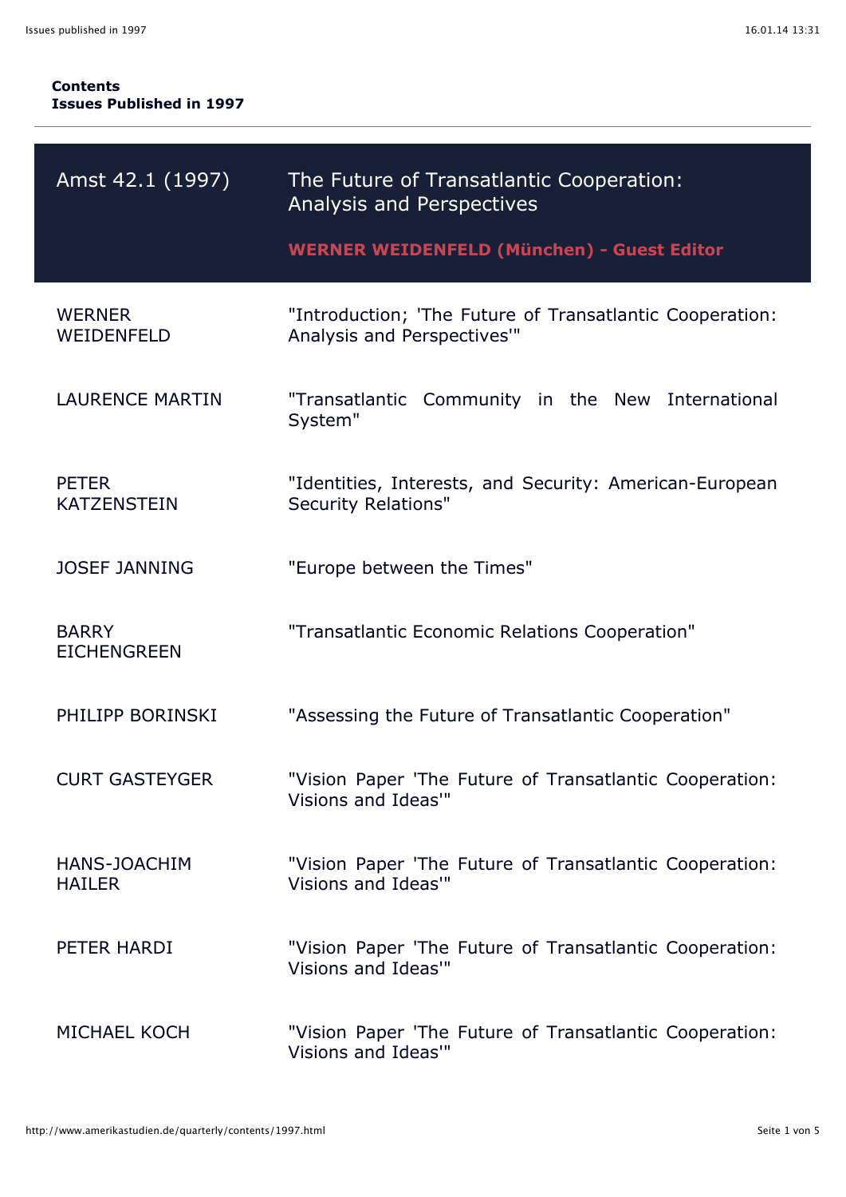**Contents**
**Issues Published in 1997**

---

## Amst 42.1 (1997) — The Future of Transatlantic Cooperation: Analysis and Perspectives

**WERNER WEIDENFELD (München) - Guest Editor**

| Author | Title |
| --- | --- |
| WERNER WEIDENFELD | "Introduction; 'The Future of Transatlantic Cooperation: Analysis and Perspectives'" |
| LAURENCE MARTIN | "Transatlantic Community in the New International System" |
| PETER KATZENSTEIN | "Identities, Interests, and Security: American-European Security Relations" |
| JOSEF JANNING | "Europe between the Times" |
| BARRY EICHENGREEN | "Transatlantic Economic Relations Cooperation" |
| PHILIPP BORINSKI | "Assessing the Future of Transatlantic Cooperation" |
| CURT GASTEYGER | "Vision Paper 'The Future of Transatlantic Cooperation: Visions and Ideas'" |
| HANS-JOACHIM HAILER | "Vision Paper 'The Future of Transatlantic Cooperation: Visions and Ideas'" |
| PETER HARDI | "Vision Paper 'The Future of Transatlantic Cooperation: Visions and Ideas'" |
| MICHAEL KOCH | "Vision Paper 'The Future of Transatlantic Cooperation: Visions and Ideas'" |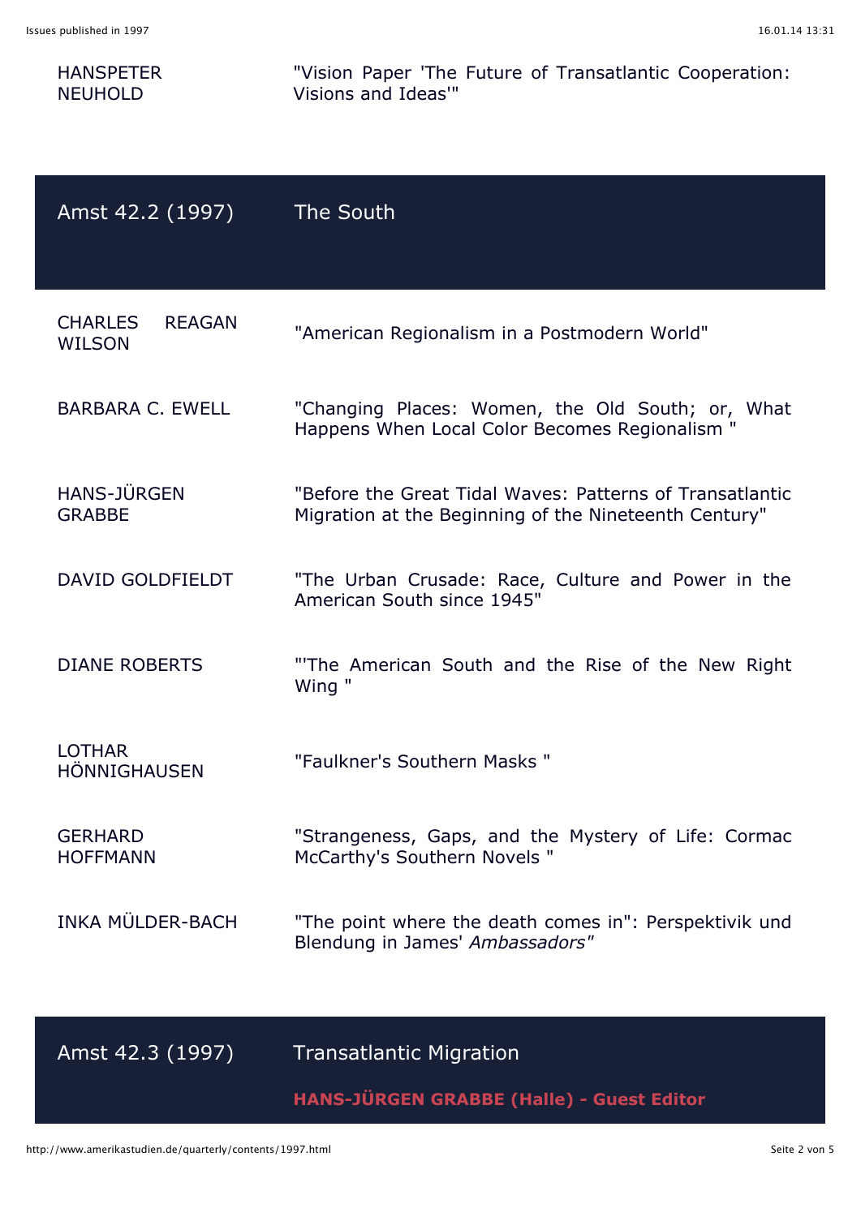| | |
|---|---|
| HANSPETER NEUHOLD | "Vision Paper 'The Future of Transatlantic Cooperation: Visions and Ideas'" |

## Amst 42.2 (1997) — The South

| | |
|---|---|
| CHARLES REAGAN WILSON | "American Regionalism in a Postmodern World" |
| BARBARA C. EWELL | "Changing Places: Women, the Old South; or, What Happens When Local Color Becomes Regionalism " |
| HANS-JÜRGEN GRABBE | "Before the Great Tidal Waves: Patterns of Transatlantic Migration at the Beginning of the Nineteenth Century" |
| DAVID GOLDFIELDT | "The Urban Crusade: Race, Culture and Power in the American South since 1945" |
| DIANE ROBERTS | "'The American South and the Rise of the New Right Wing " |
| LOTHAR HÖNNIGHAUSEN | "Faulkner's Southern Masks " |
| GERHARD HOFFMANN | "Strangeness, Gaps, and the Mystery of Life: Cormac McCarthy's Southern Novels " |
| INKA MÜLDER-BACH | "The point where the death comes in": Perspektivik und Blendung in James' *Ambassadors"* |

## Amst 42.3 (1997) — Transatlantic Migration

**HANS-JÜRGEN GRABBE (Halle) - Guest Editor**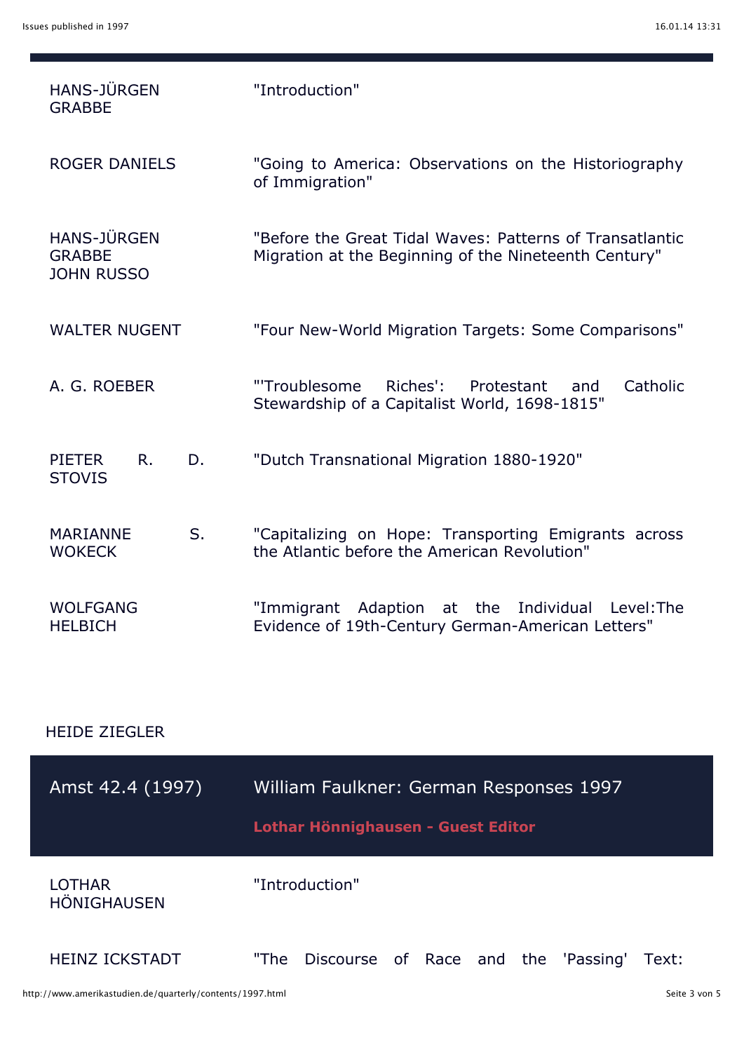| | |
|---|---|
| HANS-JÜRGEN GRABBE | "Introduction" |
| ROGER DANIELS | "Going to America: Observations on the Historiography of Immigration" |
| HANS-JÜRGEN GRABBE JOHN RUSSO | "Before the Great Tidal Waves: Patterns of Transatlantic Migration at the Beginning of the Nineteenth Century" |
| WALTER NUGENT | "Four New-World Migration Targets: Some Comparisons" |
| A. G. ROEBER | "'Troublesome Riches': Protestant and Catholic Stewardship of a Capitalist World, 1698-1815" |
| PIETER R. D. STOVIS | "Dutch Transnational Migration 1880-1920" |
| MARIANNE S. WOKECK | "Capitalizing on Hope: Transporting Emigrants across the Atlantic before the American Revolution" |
| WOLFGANG HELBICH | "Immigrant Adaption at the Individual Level:The Evidence of 19th-Century German-American Letters" |

HEIDE ZIEGLER

## Amst 42.4 (1997) — William Faulkner: German Responses 1997

**Lothar Hönnighausen - Guest Editor**

| | |
|---|---|
| LOTHAR HÖNIGHAUSEN | "Introduction" |
| HEINZ ICKSTADT | "The Discourse of Race and the 'Passing' Text: |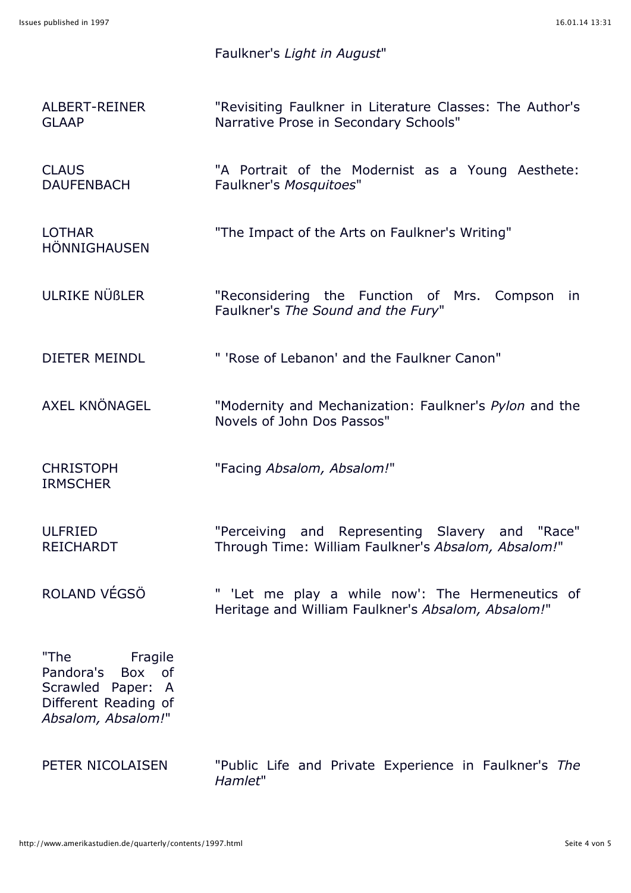Faulkner's *Light in August*"

| | |
|---|---|
| ALBERT-REINER GLAAP | "Revisiting Faulkner in Literature Classes: The Author's Narrative Prose in Secondary Schools" |
| CLAUS DAUFENBACH | "A Portrait of the Modernist as a Young Aesthete: Faulkner's *Mosquitoes*" |
| LOTHAR HÖNNIGHAUSEN | "The Impact of the Arts on Faulkner's Writing" |
| ULRIKE NÜßLER | "Reconsidering the Function of Mrs. Compson in Faulkner's *The Sound and the Fury*" |
| DIETER MEINDL | " 'Rose of Lebanon' and the Faulkner Canon" |
| AXEL KNÖNAGEL | "Modernity and Mechanization: Faulkner's *Pylon* and the Novels of John Dos Passos" |
| CHRISTOPH IRMSCHER | "Facing *Absalom, Absalom!*" |
| ULFRIED REICHARDT | "Perceiving and Representing Slavery and "Race" Through Time: William Faulkner's *Absalom, Absalom!*" |
| ROLAND VÉGSÖ | " 'Let me play a while now': The Hermeneutics of Heritage and William Faulkner's *Absalom, Absalom!*" |
| "The Fragile Pandora's Box of Scrawled Paper: A Different Reading of *Absalom, Absalom!*" | |
| PETER NICOLAISEN | "Public Life and Private Experience in Faulkner's *The Hamlet*" |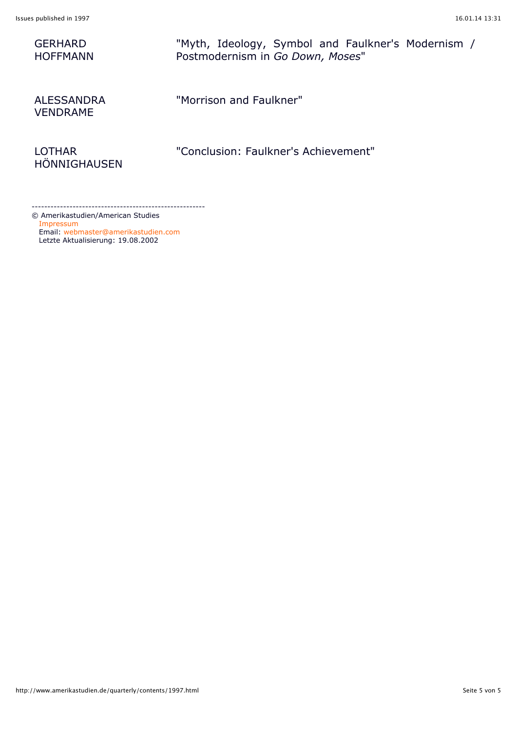| | |
|---|---|
| GERHARD HOFFMANN | "Myth, Ideology, Symbol and Faulkner's Modernism / Postmodernism in *Go Down, Moses*" |
| ALESSANDRA VENDRAME | "Morrison and Faulkner" |
| LOTHAR HÖNNIGHAUSEN | "Conclusion: Faulkner's Achievement" |

------------------------------------------------------

© Amerikastudien/American Studies
Impressum
Email: webmaster@amerikastudien.com
Letzte Aktualisierung: 19.08.2002